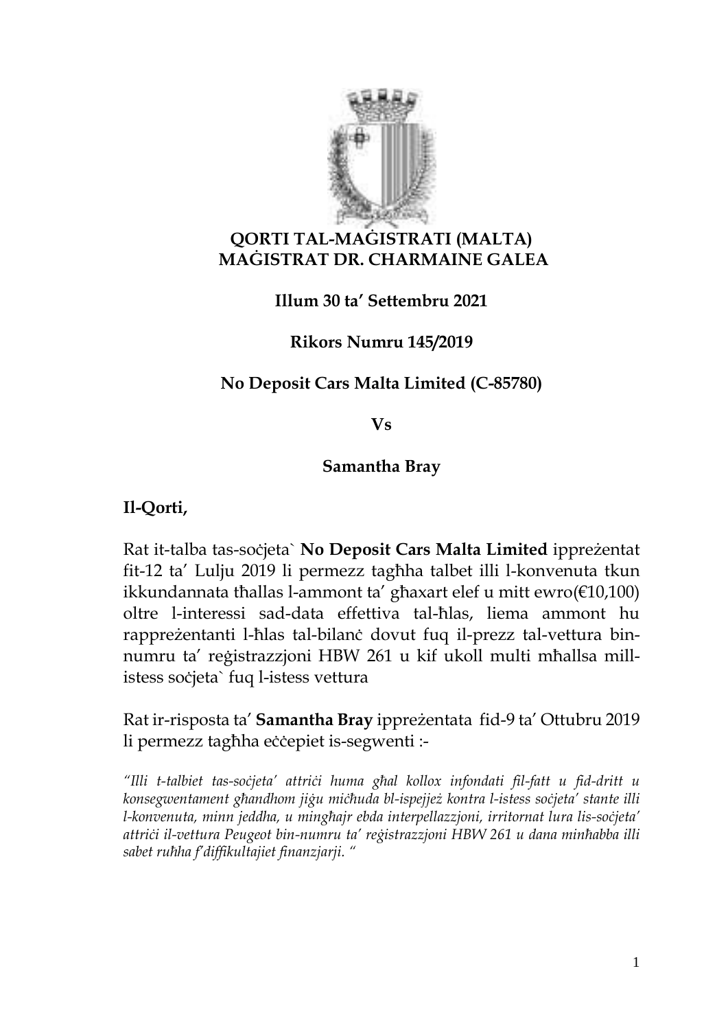**QORTI TAL-MAĠISTRATI (MALTA)**
**MAĠISTRAT DR. CHARMAINE GALEA**

**Illum 30 ta' Settembru 2021**

**Rikors Numru 145/2019**

**No Deposit Cars Malta Limited (C-85780)**

**Vs**

**Samantha Bray**

**Il-Qorti,**

Rat it-talba tas-soċjeta` **No Deposit Cars Malta Limited** ippreżentat fit-12 ta' Lulju 2019 li permezz tagħha talbet illi l-konvenuta tkun ikkundannata tħallas l-ammont ta' għaxart elef u mitt ewro(€10,100) oltre l-interessi sad-data effettiva tal-ħlas, liema ammont hu rappreżentanti l-ħlas tal-bilanċ dovut fuq il-prezz tal-vettura bin-numru ta' reġistrazzjoni HBW 261 u kif ukoll multi mħallsa mill-istess soċjeta` fuq l-istess vettura

Rat ir-risposta ta' **Samantha Bray** ippreżentata fid-9 ta' Ottubru 2019 li permezz tagħha eċċepiet is-segwenti :-

*"Illi t-talbiet tas-soċjeta' attriċi huma għal kollox infondati fil-fatt u fid-dritt u konsegwentament għandhom jiġu miċħuda bl-ispejjeż kontra l-istess soċjeta' stante illi l-konvenuta, minn jeddha, u mingħajr ebda interpellazzjoni, irritornat lura lis-soċjeta' attriċi il-vettura Peugeot bin-numru ta' reġistrazzjoni HBW 261 u dana minħabba illi sabet ruħha f'diffikultajiet finanzjarji. "*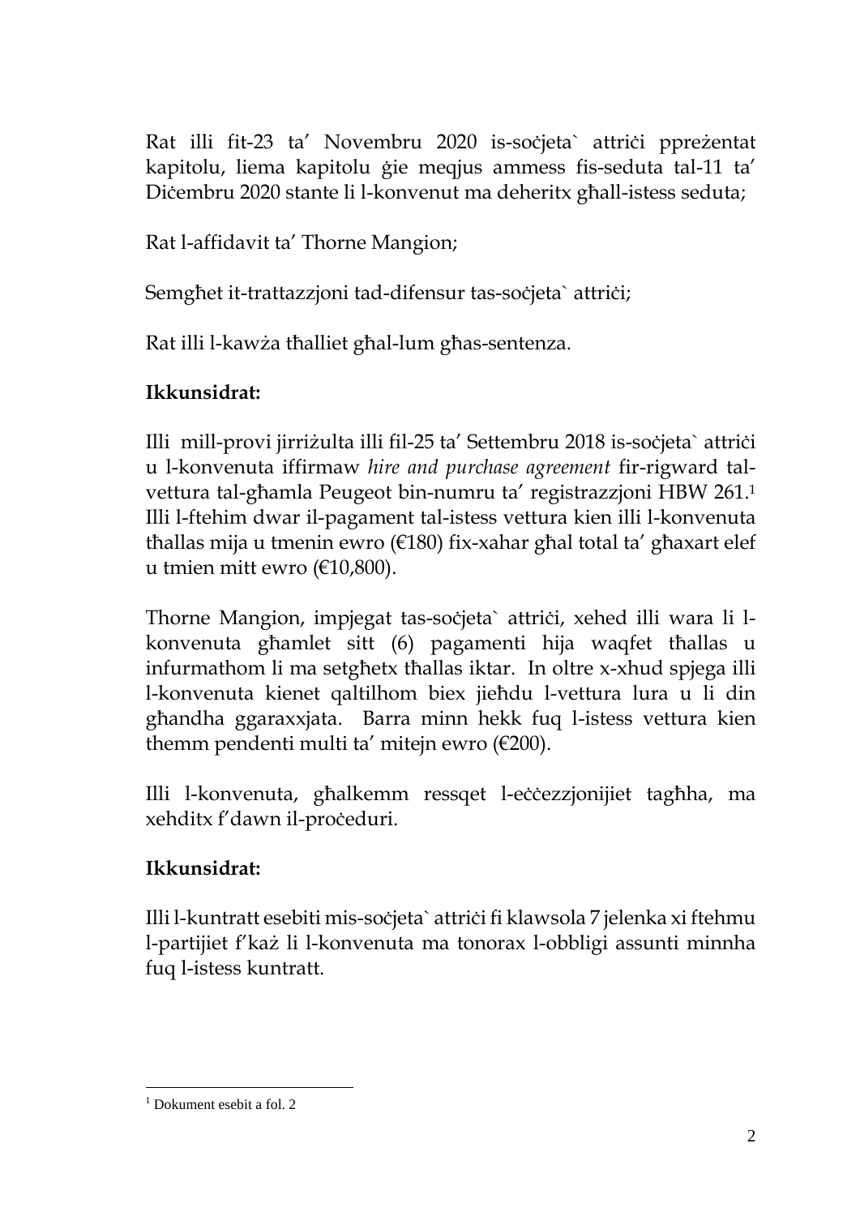Rat illi fit-23 ta' Novembru 2020 is-soċjeta` attriċi ppreżentat kapitolu, liema kapitolu ġie meqjus ammess fis-seduta tal-11 ta' Diċembru 2020 stante li l-konvenut ma deheritx għall-istess seduta;

Rat l-affidavit ta' Thorne Mangion;

Semgħet it-trattazzjoni tad-difensur tas-soċjeta` attriċi;

Rat illi l-kawża tħalliet għal-lum għas-sentenza.

**Ikkunsidrat:**

Illi mill-provi jirriżulta illi fil-25 ta' Settembru 2018 is-soċjeta` attriċi u l-konvenuta iffirmaw *hire and purchase agreement* fir-rigward tal-vettura tal-għamla Peugeot bin-numru ta' registrazzjoni HBW 261.[1] Illi l-ftehim dwar il-pagament tal-istess vettura kien illi l-konvenuta tħallas mija u tmenin ewro (€180) fix-xahar għal total ta' għaxart elef u tmien mitt ewro (€10,800).

Thorne Mangion, impjegat tas-soċjeta` attriċi, xehed illi wara li l-konvenuta għamlet sitt (6) pagamenti hija waqfet tħallas u infurmathom li ma setgħetx tħallas iktar. In oltre x-xhud spjega illi l-konvenuta kienet qaltilhom biex jieħdu l-vettura lura u li din għandha ggaraxxjata. Barra minn hekk fuq l-istess vettura kien themm pendenti multi ta' mitejn ewro (€200).

Illi l-konvenuta, għalkemm ressqet l-eċċezzjonijiet tagħha, ma xehditx f'dawn il-proċeduri.

**Ikkunsidrat:**

Illi l-kuntratt esebiti mis-soċjeta` attriċi fi klawsola 7 jelenka xi ftehmu l-partijiet f'każ li l-konvenuta ma tonorax l-obbligi assunti minnha fuq l-istess kuntratt.

[1] Dokument esebit a fol. 2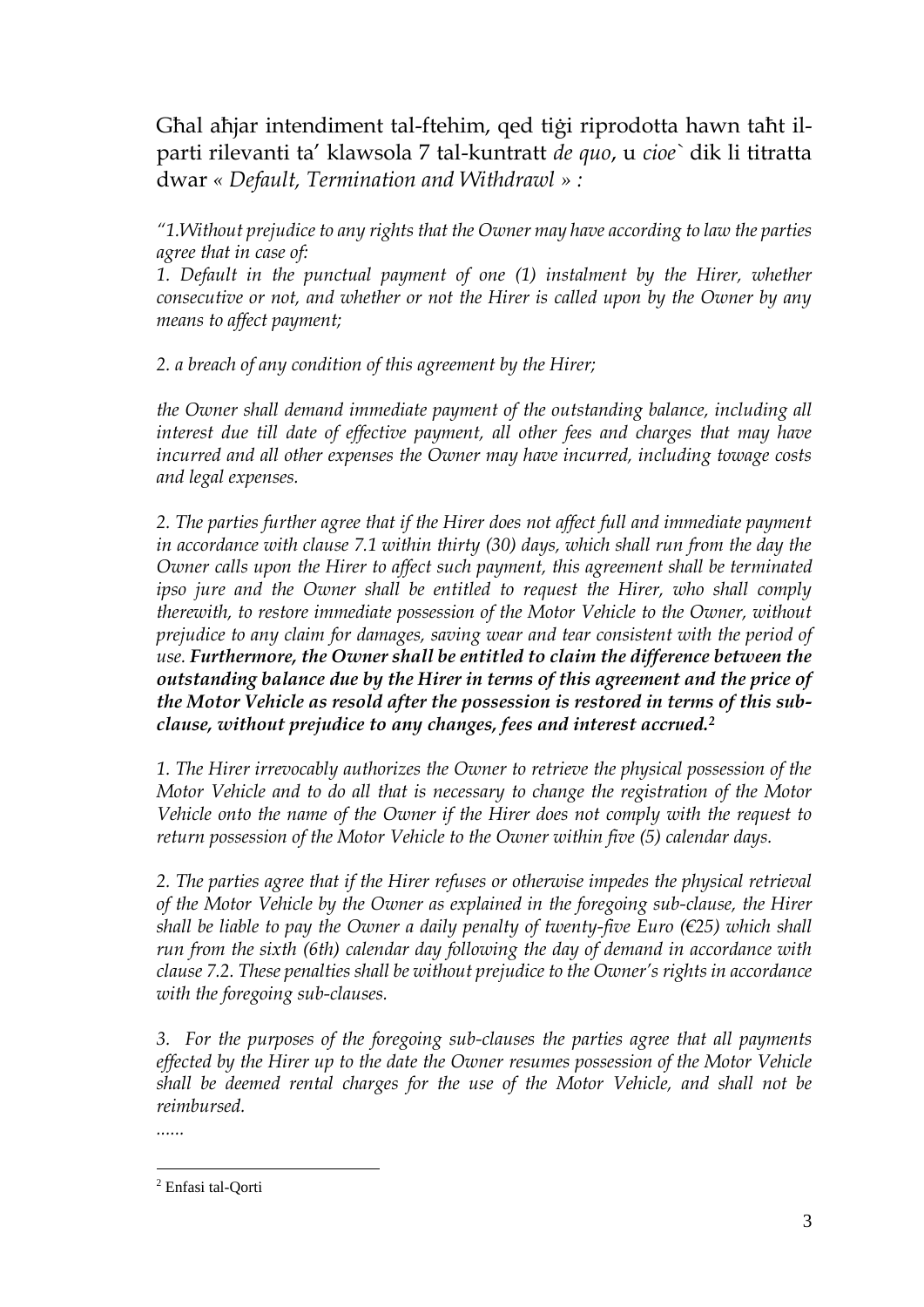Għal aħjar intendiment tal-ftehim, qed tiġi riprodotta hawn taħt il-parti rilevanti ta' klawsola 7 tal-kuntratt *de quo*, u *cioe`* dik li titratta dwar « *Default, Termination and Withdrawl* » *:*

*"1.Without prejudice to any rights that the Owner may have according to law the parties agree that in case of:*

*1. Default in the punctual payment of one (1) instalment by the Hirer, whether consecutive or not, and whether or not the Hirer is called upon by the Owner by any means to affect payment;*

*2. a breach of any condition of this agreement by the Hirer;*

*the Owner shall demand immediate payment of the outstanding balance, including all interest due till date of effective payment, all other fees and charges that may have incurred and all other expenses the Owner may have incurred, including towage costs and legal expenses.*

*2. The parties further agree that if the Hirer does not affect full and immediate payment in accordance with clause 7.1 within thirty (30) days, which shall run from the day the Owner calls upon the Hirer to affect such payment, this agreement shall be terminated ipso jure and the Owner shall be entitled to request the Hirer, who shall comply therewith, to restore immediate possession of the Motor Vehicle to the Owner, without prejudice to any claim for damages, saving wear and tear consistent with the period of use.* ***Furthermore, the Owner shall be entitled to claim the difference between the outstanding balance due by the Hirer in terms of this agreement and the price of the Motor Vehicle as resold after the possession is restored in terms of this sub-clause, without prejudice to any changes, fees and interest accrued.***[2]

*1. The Hirer irrevocably authorizes the Owner to retrieve the physical possession of the Motor Vehicle and to do all that is necessary to change the registration of the Motor Vehicle onto the name of the Owner if the Hirer does not comply with the request to return possession of the Motor Vehicle to the Owner within five (5) calendar days.*

*2. The parties agree that if the Hirer refuses or otherwise impedes the physical retrieval of the Motor Vehicle by the Owner as explained in the foregoing sub-clause, the Hirer shall be liable to pay the Owner a daily penalty of twenty-five Euro (€25) which shall run from the sixth (6th) calendar day following the day of demand in accordance with clause 7.2. These penalties shall be without prejudice to the Owner's rights in accordance with the foregoing sub-clauses.*

*3. For the purposes of the foregoing sub-clauses the parties agree that all payments effected by the Hirer up to the date the Owner resumes possession of the Motor Vehicle shall be deemed rental charges for the use of the Motor Vehicle, and shall not be reimbursed.*

*......*

[2] Enfasi tal-Qorti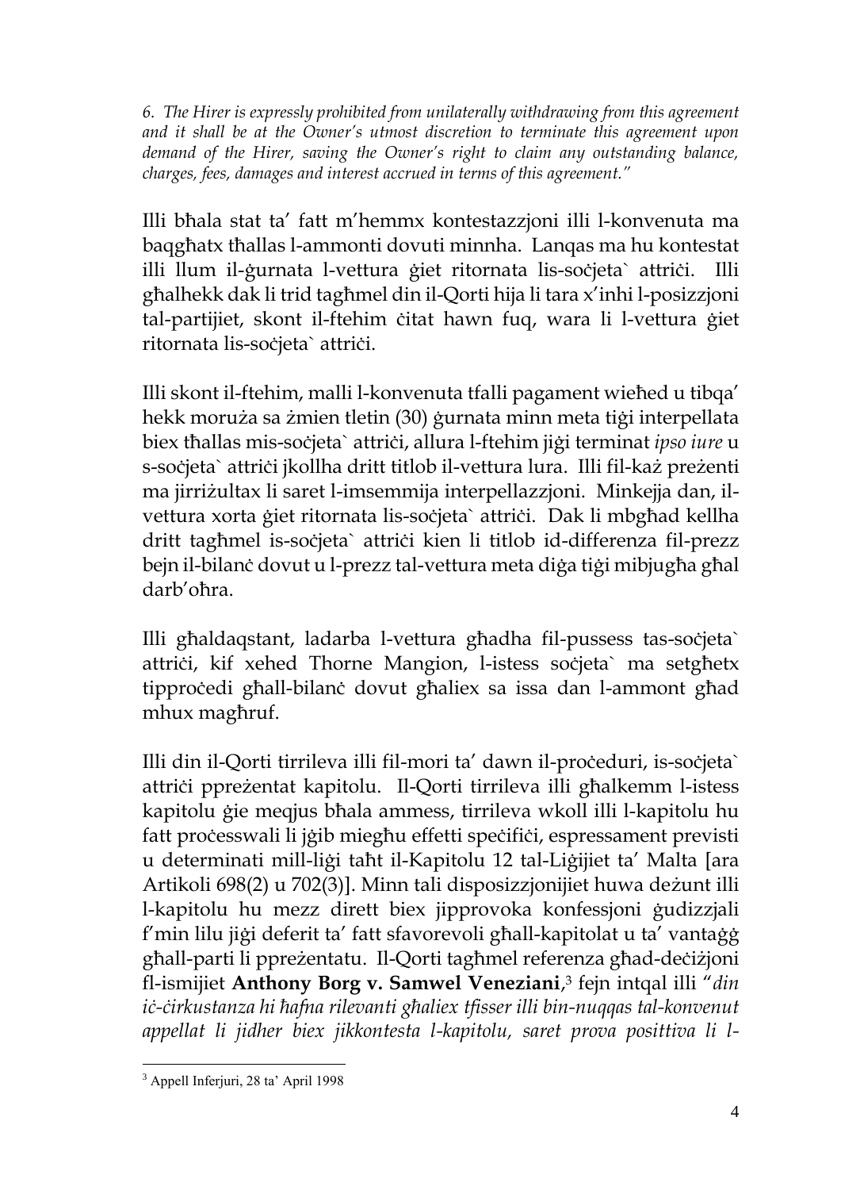*6. The Hirer is expressly prohibited from unilaterally withdrawing from this agreement and it shall be at the Owner's utmost discretion to terminate this agreement upon demand of the Hirer, saving the Owner's right to claim any outstanding balance, charges, fees, damages and interest accrued in terms of this agreement."*

Illi bħala stat ta' fatt m'hemmx kontestazzjoni illi l-konvenuta ma baqgħatx tħallas l-ammonti dovuti minnha. Lanqas ma hu kontestat illi llum il-ġurnata l-vettura ġiet ritornata lis-soċjeta` attriċi. Illi għalhekk dak li trid tagħmel din il-Qorti hija li tara x'inhi l-posizzjoni tal-partijiet, skont il-ftehim ċitat hawn fuq, wara li l-vettura ġiet ritornata lis-soċjeta` attriċi.

Illi skont il-ftehim, malli l-konvenuta tfalli pagament wieħed u tibqa' hekk moruża sa żmien tletin (30) ġurnata minn meta tiġi interpellata biex tħallas mis-soċjeta` attriċi, allura l-ftehim jiġi terminat *ipso iure* u s-soċjeta` attriċi jkollha dritt titlob il-vettura lura. Illi fil-każ preżenti ma jirriżultax li saret l-imsemmija interpellazzjoni. Minkejja dan, il-vettura xorta ġiet ritornata lis-soċjeta` attriċi. Dak li mbgħad kellha dritt tagħmel is-soċjeta` attriċi kien li titlob id-differenza fil-prezz bejn il-bilanċ dovut u l-prezz tal-vettura meta diġa tiġi mibjugħa għal darb'oħra.

Illi għaldaqstant, ladarba l-vettura għadha fil-pussess tas-soċjeta` attriċi, kif xehed Thorne Mangion, l-istess soċjeta` ma setgħetx tipproċedi għall-bilanċ dovut għaliex sa issa dan l-ammont għad mhux magħruf.

Illi din il-Qorti tirrileva illi fil-mori ta' dawn il-proċeduri, is-soċjeta` attriċi ppreżentat kapitolu. Il-Qorti tirrileva illi għalkemm l-istess kapitolu ġie meqjus bħala ammess, tirrileva wkoll illi l-kapitolu hu fatt proċesswali li jġib miegħu effetti speċifiċi, espressament previsti u determinati mill-liġi taħt il-Kapitolu 12 tal-Liġijiet ta' Malta [ara Artikoli 698(2) u 702(3)]. Minn tali disposizzjonijiet huwa deżunt illi l-kapitolu hu mezz dirett biex jipprovoka konfessjoni ġudizzjali f'min lilu jiġi deferit ta' fatt sfavorevoli għall-kapitolat u ta' vantaġġ għall-parti li ppreżentatu. Il-Qorti tagħmel referenza għad-deċiżjoni fl-ismijiet **Anthony Borg v. Samwel Veneziani**,[3] fejn intqal illi "*din iċ-ċirkustanza hi ħafna rilevanti għaliex tfisser illi bin-nuqqas tal-konvenut appellat li jidher biex jikkontesta l-kapitolu, saret prova posittiva li l-*

[3] Appell Inferjuri, 28 ta' April 1998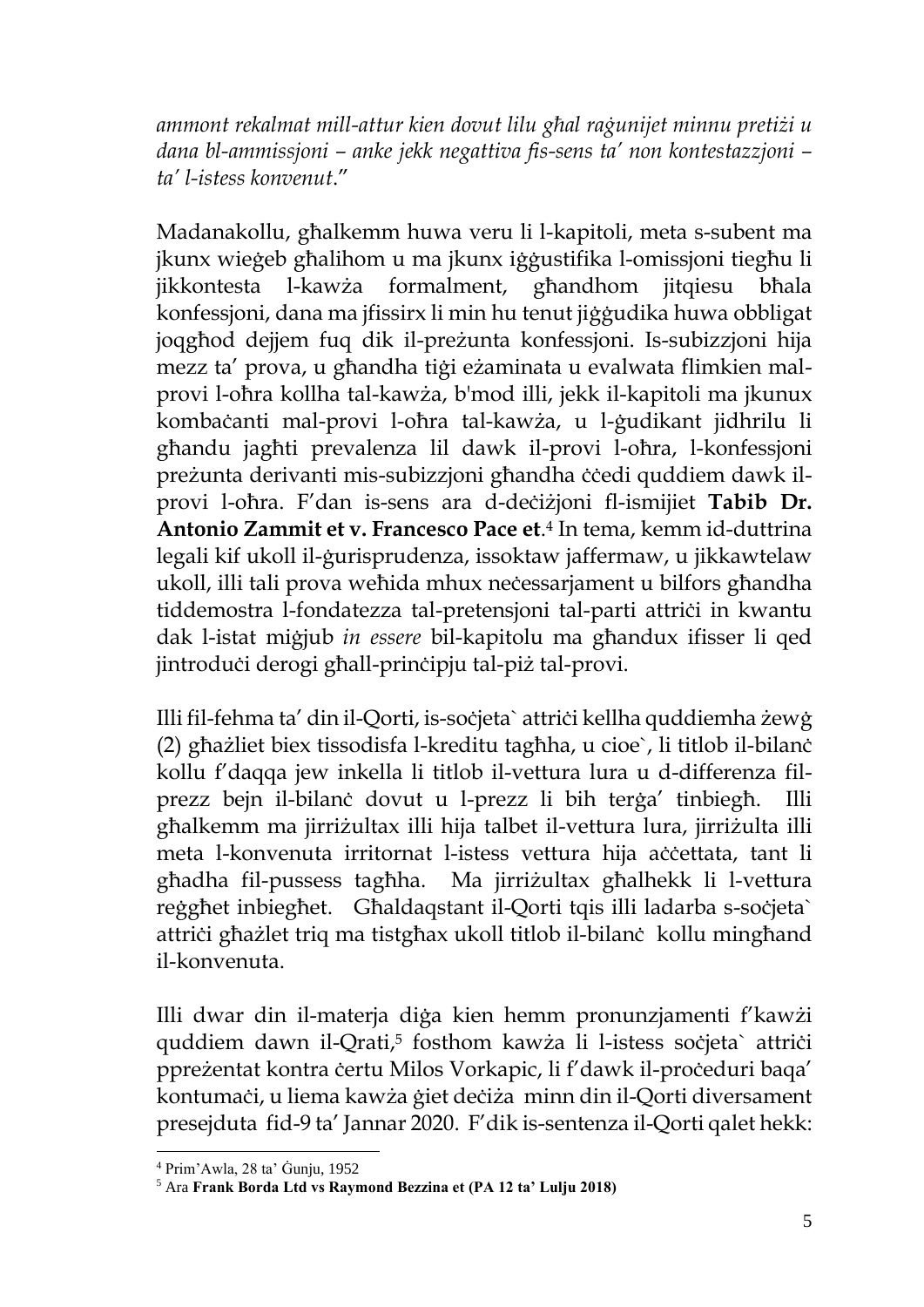*ammont rekalmat mill-attur kien dovut lilu għal raġunijet minnu pretiżi u dana bl-ammissjoni – anke jekk negattiva fis-sens ta' non kontestazzjoni – ta' l-istess konvenut*."

Madanakollu, għalkemm huwa veru li l-kapitoli, meta s-subent ma jkunx wieġeb għalihom u ma jkunx iġġustifika l-omissjoni tiegħu li jikkontesta l-kawża formalment, għandhom jitqiesu bħala konfessjoni, dana ma jfissirx li min hu tenut jiġġudika huwa obbligat joqgħod dejjem fuq dik il-preżunta konfessjoni. Is-subizzjoni hija mezz ta' prova, u għandha tiġi eżaminata u evalwata flimkien mal-provi l-oħra kollha tal-kawża, b'mod illi, jekk il-kapitoli ma jkunux kombaċanti mal-provi l-oħra tal-kawża, u l-ġudikant jidhrilu li għandu jagħti prevalenza lil dawk il-provi l-oħra, l-konfessjoni preżunta derivanti mis-subizzjoni għandha ċċedi quddiem dawk il-provi l-oħra. F'dan is-sens ara d-deċiżjoni fl-ismijiet **Tabib Dr. Antonio Zammit et v. Francesco Pace et**.[4] In tema, kemm id-duttrina legali kif ukoll il-ġurisprudenza, issoktaw jaffermaw, u jikkawtelaw ukoll, illi tali prova weħida mhux neċessarjament u bilfors għandha tiddemostra l-fondatezza tal-pretensjoni tal-parti attriċi in kwantu dak l-istat miġjub *in essere* bil-kapitolu ma għandux ifisser li qed jintroduċi derogi għall-prinċipju tal-piż tal-provi.

Illi fil-fehma ta' din il-Qorti, is-soċjeta` attriċi kellha quddiemha żewġ (2) għażliet biex tissodisfa l-kreditu tagħha, u cioe`, li titlob il-bilanċ kollu f'daqqa jew inkella li titlob il-vettura lura u d-differenza fil-prezz bejn il-bilanċ dovut u l-prezz li bih terġa' tinbiegħ. Illi għalkemm ma jirriżultax illi hija talbet il-vettura lura, jirriżulta illi meta l-konvenuta irritornat l-istess vettura hija aċċettata, tant li għadha fil-pussess tagħha. Ma jirriżultax għalhekk li l-vettura reġgħet inbiegħet. Għaldaqstant il-Qorti tqis illi ladarba s-soċjeta` attriċi għażlet triq ma tistgħax ukoll titlob il-bilanċ kollu mingħand il-konvenuta.

Illi dwar din il-materja diġa kien hemm pronunzjamenti f'kawżi quddiem dawn il-Qrati,[5] fosthom kawża li l-istess soċjeta` attriċi ppreżentat kontra ċertu Milos Vorkapic, li f'dawk il-proċeduri baqa' kontumaċi, u liema kawża ġiet deċiża minn din il-Qorti diversament presejduta fid-9 ta' Jannar 2020. F'dik is-sentenza il-Qorti qalet hekk:

---

[4] Prim'Awla, 28 ta' Ġunju, 1952

[5] Ara **Frank Borda Ltd vs Raymond Bezzina et (PA 12 ta' Lulju 2018)**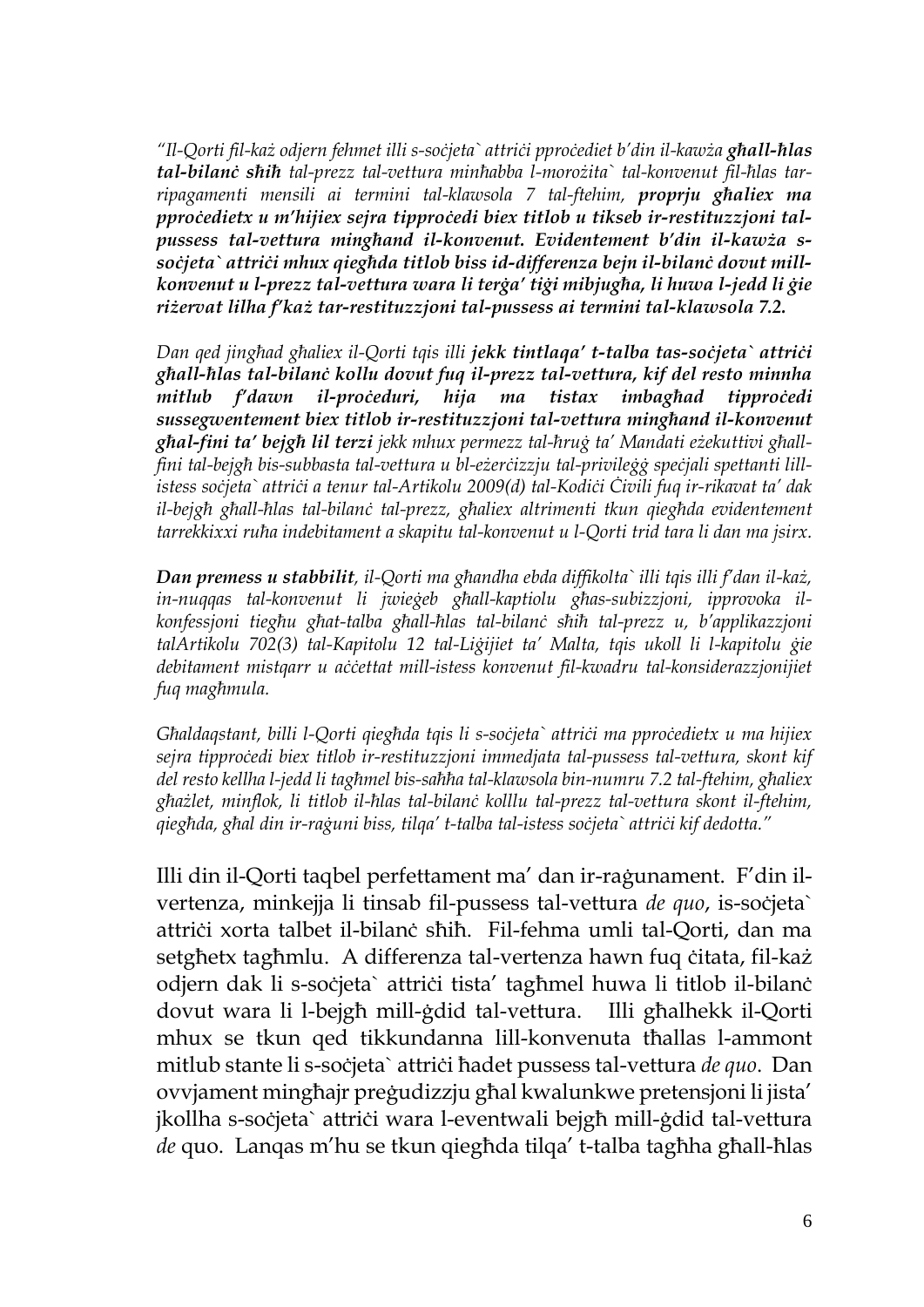*"Il-Qorti fil-każ odjern fehmet illi s-soċjeta` attriċi pproċediet b'din il-kawża* ***għall-ħlas tal-bilanċ sħiħ*** *tal-prezz tal-vettura minħabba l-morożita` tal-konvenut fil-ħlas tar-ripagamenti mensili ai termini tal-klawsola 7 tal-ftehim,* ***proprju għaliex ma pproċedietx u m'hijiex sejra tipproċedi biex titlob u tikseb ir-restituzzjoni tal-pussess tal-vettura mingħand il-konvenut. Evidentement b'din il-kawża s-soċjeta` attriċi mhux qiegħda titlob biss id-differenza bejn il-bilanċ dovut mill-konvenut u l-prezz tal-vettura wara li terġa' tiġi mibjugħa, li huwa l-jedd li ġie riżervat lilha f'każ tar-restituzzjoni tal-pussess ai termini tal-klawsola 7.2.***

*Dan qed jingħad għaliex il-Qorti tqis illi* ***jekk tintlaqa' t-talba tas-soċjeta` attriċi għall-ħlas tal-bilanċ kollu dovut fuq il-prezz tal-vettura, kif del resto minnha mitlub f'dawn il-proċeduri, hija ma tistax imbagħad tipproċedi sussegwentement biex titlob ir-restituzzjoni tal-vettura mingħand il-konvenut għal-fini ta' bejgħ lil terzi*** *jekk mhux permezz tal-ħruġ ta' Mandati eżekuttivi għall-fini tal-bejgħ bis-subbasta tal-vettura u bl-eżerċizzju tal-privileġġ speċjali spettanti lill-istess soċjeta` attriċi a tenur tal-Artikolu 2009(d) tal-Kodiċi Ċivili fuq ir-rikavat ta' dak il-bejgħ għall-ħlas tal-bilanċ tal-prezz, għaliex altrimenti tkun qiegħda evidentement tarrekkixxi ruħa indebitament a skapitu tal-konvenut u l-Qorti trid tara li dan ma jsirx.*

***Dan premess u stabbilit****, il-Qorti ma għandha ebda diffikolta` illi tqis illi f'dan il-każ, in-nuqqas tal-konvenut li jwieġeb għall-kaptiolu għas-subizzjoni, ipprovoka il-konfessjoni tiegħu għat-talba għall-ħlas tal-bilanċ sħiħ tal-prezz u, b'applikazzjoni talArtikolu 702(3) tal-Kapitolu 12 tal-Liġijiet ta' Malta, tqis ukoll li l-kapitolu ġie debitament mistqarr u aċċettat mill-istess konvenut fil-kwadru tal-konsiderazzjonijiet fuq magħmula.*

*Għaldaqstant, billi l-Qorti qiegħda tqis li s-soċjeta` attriċi ma pproċedietx u ma hijiex sejra tipproċedi biex titlob ir-restituzzjoni immedjata tal-pussess tal-vettura, skont kif del resto kellha l-jedd li tagħmel bis-saħħa tal-klawsola bin-numru 7.2 tal-ftehim, għaliex għażlet, minflok, li titlob il-ħlas tal-bilanċ kolllu tal-prezz tal-vettura skont il-ftehim, qiegħda, għal din ir-raġuni biss, tilqa' t-talba tal-istess soċjeta` attriċi kif dedotta."*

Illi din il-Qorti taqbel perfettament ma' dan ir-raġunament. F'din il-vertenza, minkejja li tinsab fil-pussess tal-vettura *de quo*, is-soċjeta` attriċi xorta talbet il-bilanċ sħiħ. Fil-fehma umli tal-Qorti, dan ma setgħetx tagħmlu. A differenza tal-vertenza hawn fuq ċitata, fil-każ odjern dak li s-soċjeta` attriċi tista' tagħmel huwa li titlob il-bilanċ dovut wara li l-bejgħ mill-ġdid tal-vettura. Illi għalhekk il-Qorti mhux se tkun qed tikkundanna lill-konvenuta tħallas l-ammont mitlub stante li s-soċjeta` attriċi ħadet pussess tal-vettura *de quo*. Dan ovvjament mingħajr preġudizzju għal kwalunkwe pretensjoni li jista' jkollha s-soċjeta` attriċi wara l-eventwali bejgħ mill-ġdid tal-vettura *de* quo. Lanqas m'hu se tkun qiegħda tilqa' t-talba tagħha għall-ħlas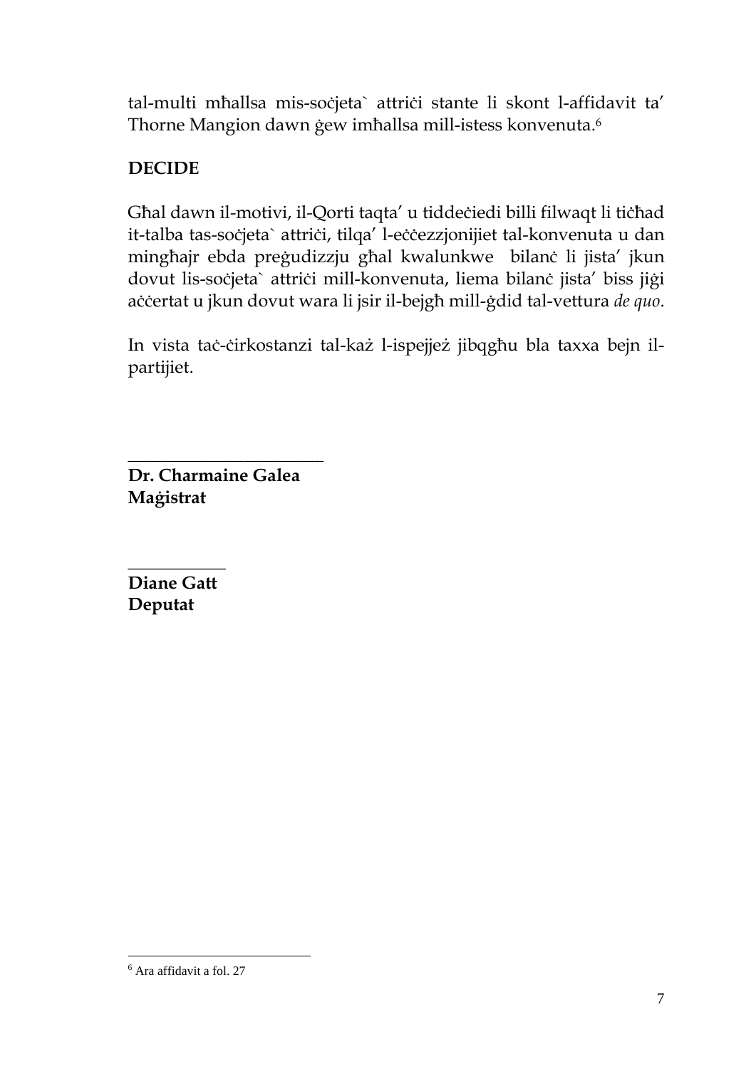tal-multi mħallsa mis-soċjeta` attriċi stante li skont l-affidavit ta' Thorne Mangion dawn ġew imħallsa mill-istess konvenuta.[6]

**DECIDE**

Għal dawn il-motivi, il-Qorti taqta' u tiddeċiedi billi filwaqt li tiċħad it-talba tas-soċjeta` attriċi, tilqa' l-eċċezzjonijiet tal-konvenuta u dan mingħajr ebda preġudizzju għal kwalunkwe bilanċ li jista' jkun dovut lis-soċjeta` attriċi mill-konvenuta, liema bilanċ jista' biss jiġi aċċertat u jkun dovut wara li jsir il-bejgħ mill-ġdid tal-vettura *de quo*.

In vista taċ-ċirkostanzi tal-każ l-ispejjeż jibqgħu bla taxxa bejn il-partijiet.

\_\_\_\_\_\_\_\_\_\_\_\_\_\_\_\_\_\_\_\_\_\_\_
**Dr. Charmaine Galea**
**Maġistrat**

\_\_\_\_\_\_\_\_\_\_\_
**Diane Gatt**
**Deputat**

---

[6] Ara affidavit a fol. 27